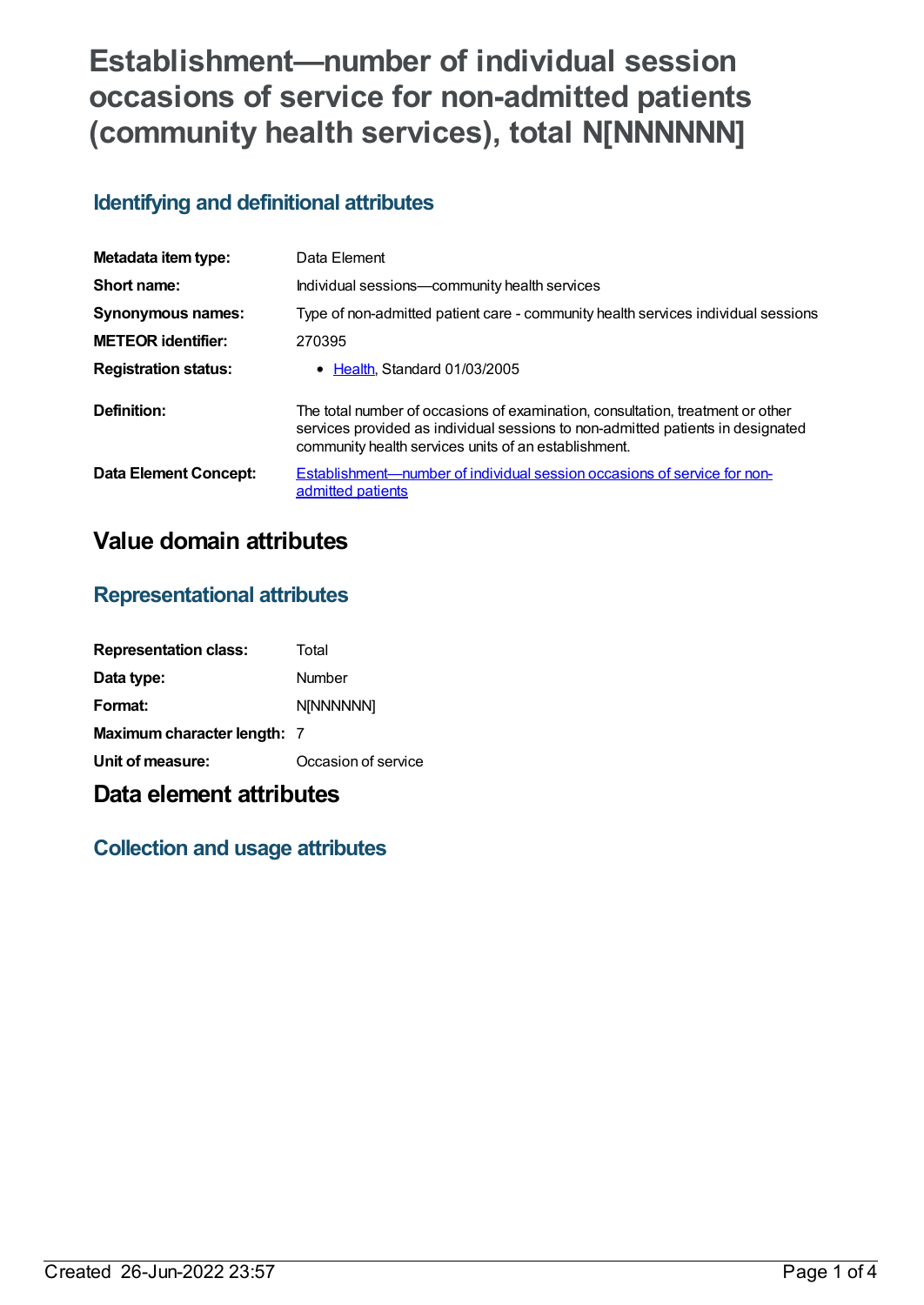# Establishment—number of individual session occasions of service for non-admitted patients (community health services), total N[NNNNNN]

## Identifying and definitional attributes

| | |
|---|---|
| **Metadata item type:** | Data Element |
| **Short name:** | Individual sessions—community health services |
| **Synonymous names:** | Type of non-admitted patient care - community health services individual sessions |
| **METEOR identifier:** | 270395 |
| **Registration status:** | • Health, Standard 01/03/2005 |
| **Definition:** | The total number of occasions of examination, consultation, treatment or other services provided as individual sessions to non-admitted patients in designated community health services units of an establishment. |
| **Data Element Concept:** | Establishment—number of individual session occasions of service for non-admitted patients |

# Value domain attributes

## Representational attributes

| | |
|---|---|
| **Representation class:** | Total |
| **Data type:** | Number |
| **Format:** | N[NNNNNN] |
| **Maximum character length:** | 7 |
| **Unit of measure:** | Occasion of service |

# Data element attributes

## Collection and usage attributes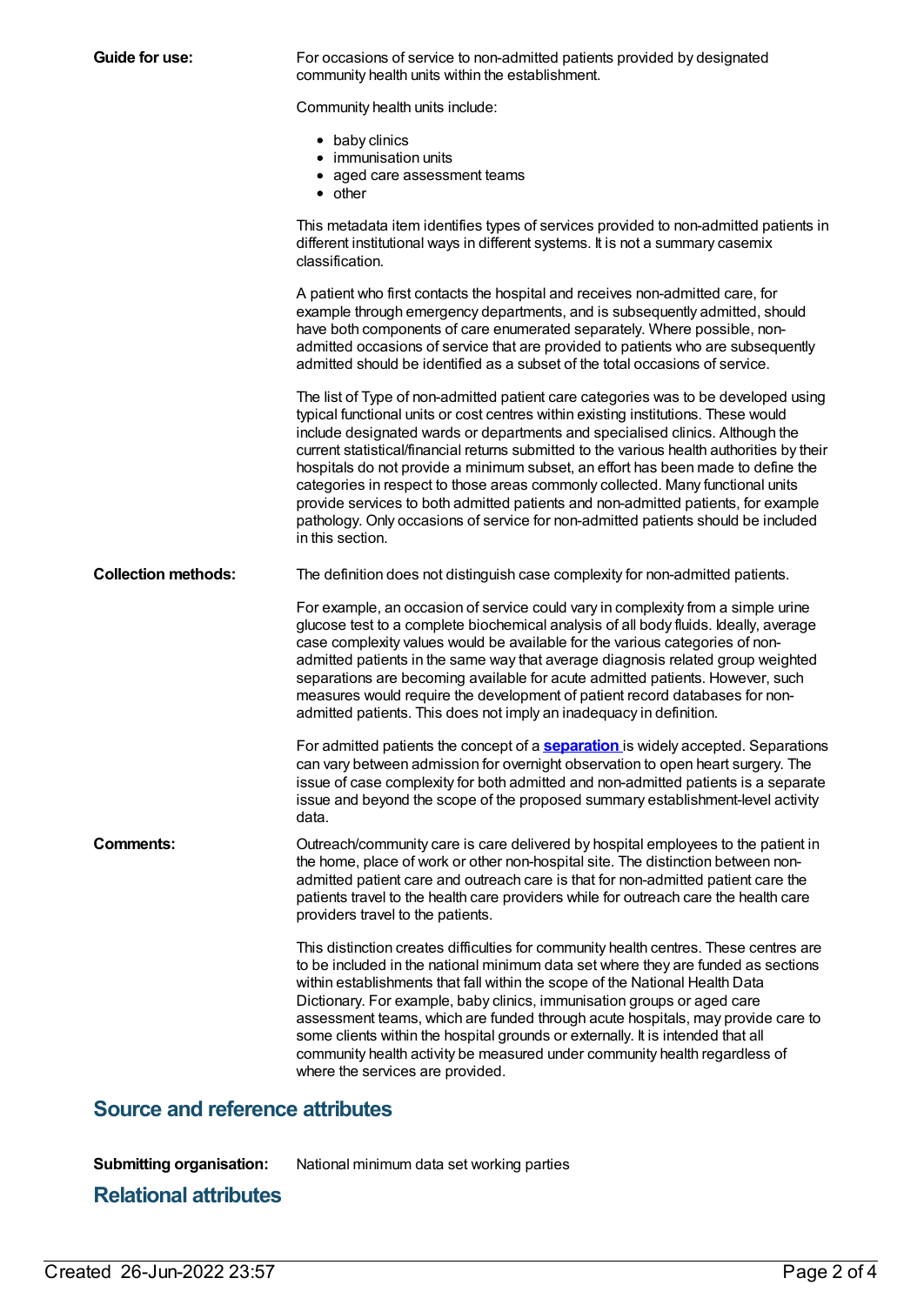**Guide for use:** For occasions of service to non-admitted patients provided by designated community health units within the establishment.

Community health units include:

- baby clinics
- immunisation units
- aged care assessment teams
- other

This metadata item identifies types of services provided to non-admitted patients in different institutional ways in different systems. It is not a summary casemix classification.

A patient who first contacts the hospital and receives non-admitted care, for example through emergency departments, and is subsequently admitted, should have both components of care enumerated separately. Where possible, non-admitted occasions of service that are provided to patients who are subsequently admitted should be identified as a subset of the total occasions of service.

The list of Type of non-admitted patient care categories was to be developed using typical functional units or cost centres within existing institutions. These would include designated wards or departments and specialised clinics. Although the current statistical/financial returns submitted to the various health authorities by their hospitals do not provide a minimum subset, an effort has been made to define the categories in respect to those areas commonly collected. Many functional units provide services to both admitted patients and non-admitted patients, for example pathology. Only occasions of service for non-admitted patients should be included in this section.

**Collection methods:** The definition does not distinguish case complexity for non-admitted patients.

For example, an occasion of service could vary in complexity from a simple urine glucose test to a complete biochemical analysis of all body fluids. Ideally, average case complexity values would be available for the various categories of non-admitted patients in the same way that average diagnosis related group weighted separations are becoming available for acute admitted patients. However, such measures would require the development of patient record databases for non-admitted patients. This does not imply an inadequacy in definition.

For admitted patients the concept of a **separation** is widely accepted. Separations can vary between admission for overnight observation to open heart surgery. The issue of case complexity for both admitted and non-admitted patients is a separate issue and beyond the scope of the proposed summary establishment-level activity data.

**Comments:** Outreach/community care is care delivered by hospital employees to the patient in the home, place of work or other non-hospital site. The distinction between non-admitted patient care and outreach care is that for non-admitted patient care the patients travel to the health care providers while for outreach care the health care providers travel to the patients.

This distinction creates difficulties for community health centres. These centres are to be included in the national minimum data set where they are funded as sections within establishments that fall within the scope of the National Health Data Dictionary. For example, baby clinics, immunisation groups or aged care assessment teams, which are funded through acute hospitals, may provide care to some clients within the hospital grounds or externally. It is intended that all community health activity be measured under community health regardless of where the services are provided.

## Source and reference attributes

**Submitting organisation:** National minimum data set working parties

## Relational attributes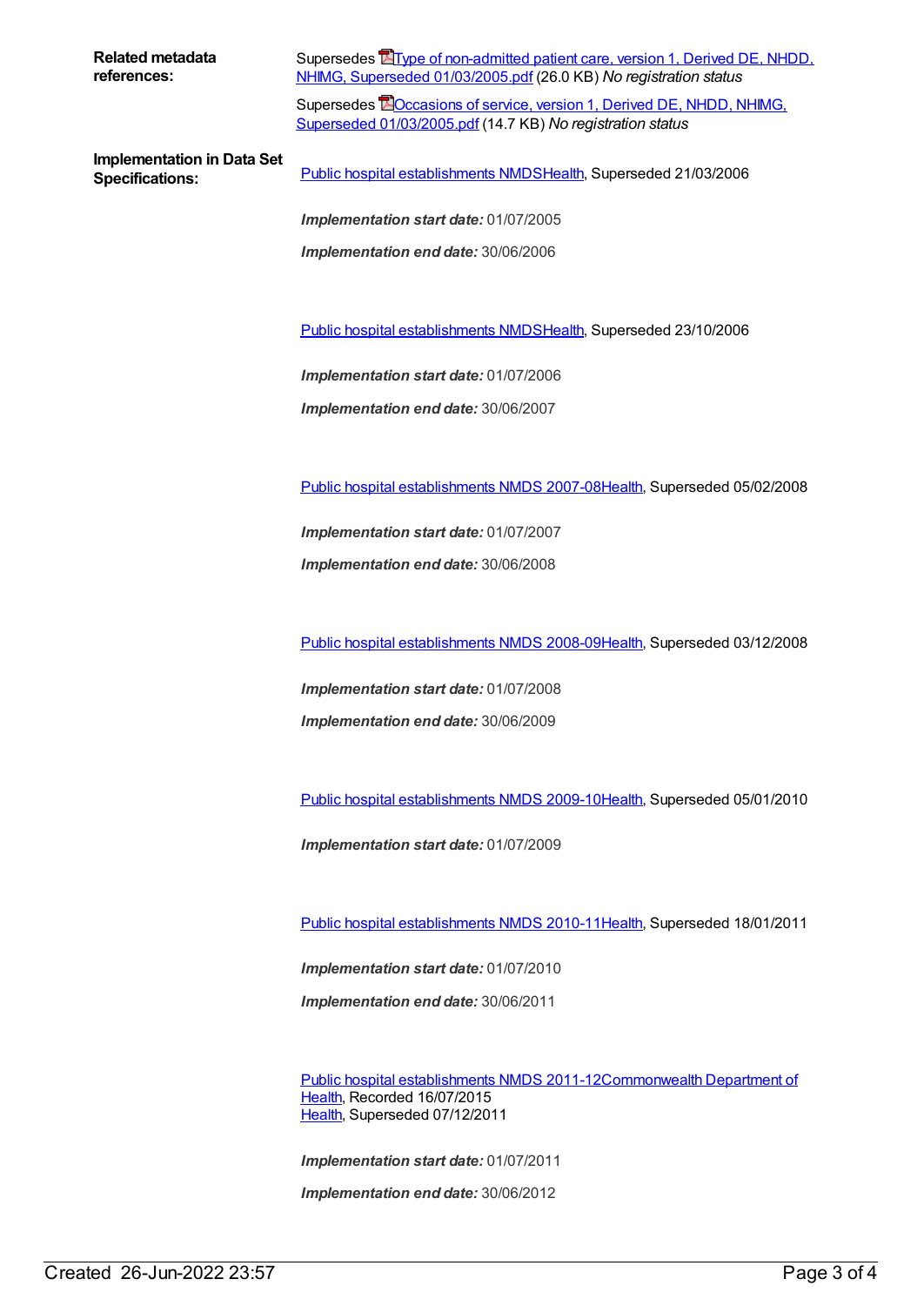**Related metadata references:**

Supersedes Type of non-admitted patient care, version 1, Derived DE, NHDD, NHIMG, Superseded 01/03/2005.pdf (26.0 KB) *No registration status*

Supersedes Occasions of service, version 1, Derived DE, NHDD, NHIMG, Superseded 01/03/2005.pdf (14.7 KB) *No registration status*

**Implementation in Data Set Specifications:**

Public hospital establishments NMDSHealth, Superseded 21/03/2006

***Implementation start date:*** 01/07/2005

***Implementation end date:*** 30/06/2006

Public hospital establishments NMDSHealth, Superseded 23/10/2006

***Implementation start date:*** 01/07/2006

***Implementation end date:*** 30/06/2007

Public hospital establishments NMDS 2007-08Health, Superseded 05/02/2008

***Implementation start date:*** 01/07/2007

***Implementation end date:*** 30/06/2008

Public hospital establishments NMDS 2008-09Health, Superseded 03/12/2008

***Implementation start date:*** 01/07/2008

***Implementation end date:*** 30/06/2009

Public hospital establishments NMDS 2009-10Health, Superseded 05/01/2010

***Implementation start date:*** 01/07/2009

Public hospital establishments NMDS 2010-11Health, Superseded 18/01/2011

***Implementation start date:*** 01/07/2010

***Implementation end date:*** 30/06/2011

Public hospital establishments NMDS 2011-12Commonwealth Department of Health, Recorded 16/07/2015
Health, Superseded 07/12/2011

***Implementation start date:*** 01/07/2011

***Implementation end date:*** 30/06/2012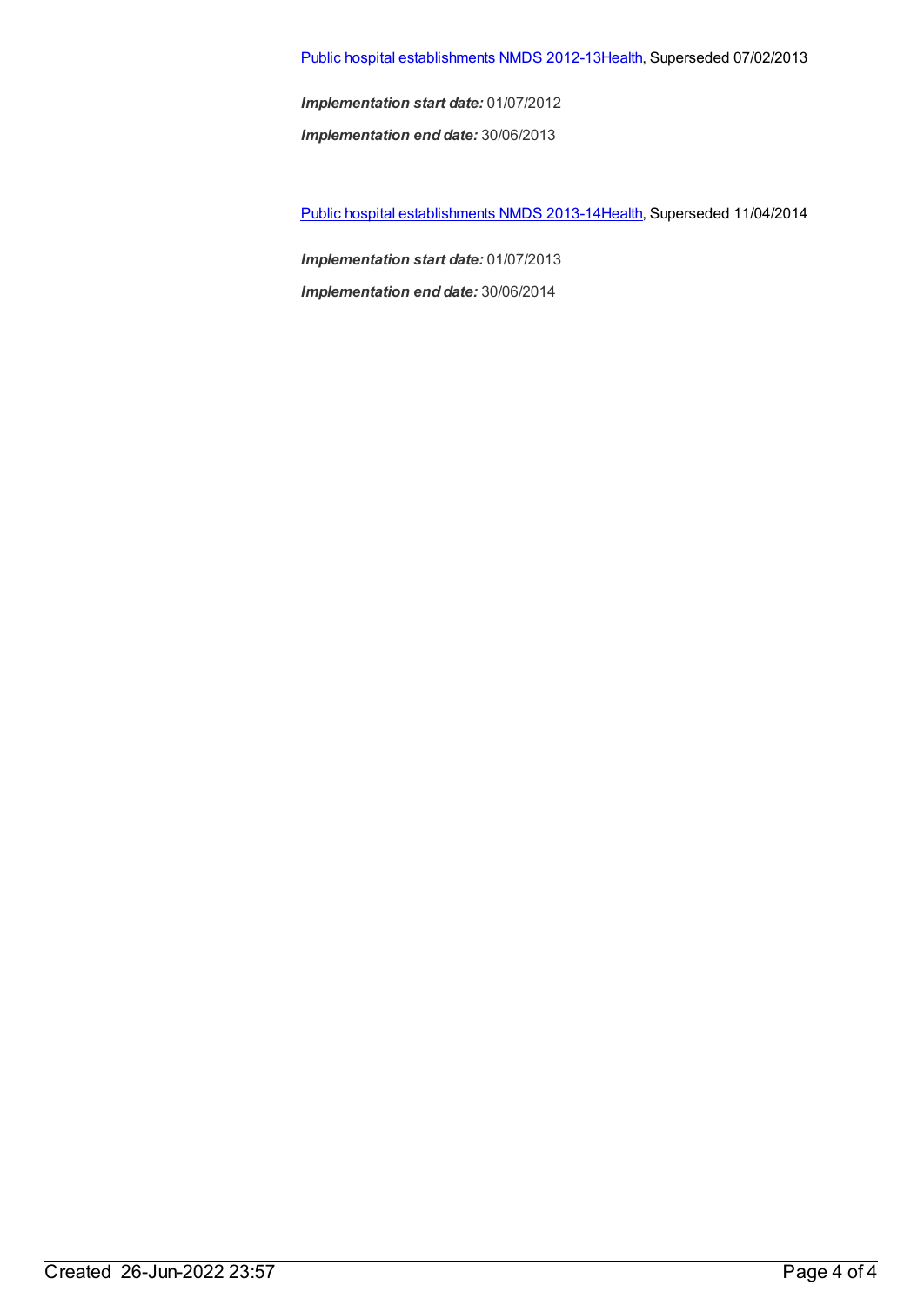[Public hospital establishments NMDS 2012-13Health](), Superseded 07/02/2013

***Implementation start date:*** 01/07/2012

***Implementation end date:*** 30/06/2013

[Public hospital establishments NMDS 2013-14Health](), Superseded 11/04/2014

***Implementation start date:*** 01/07/2013

***Implementation end date:*** 30/06/2014